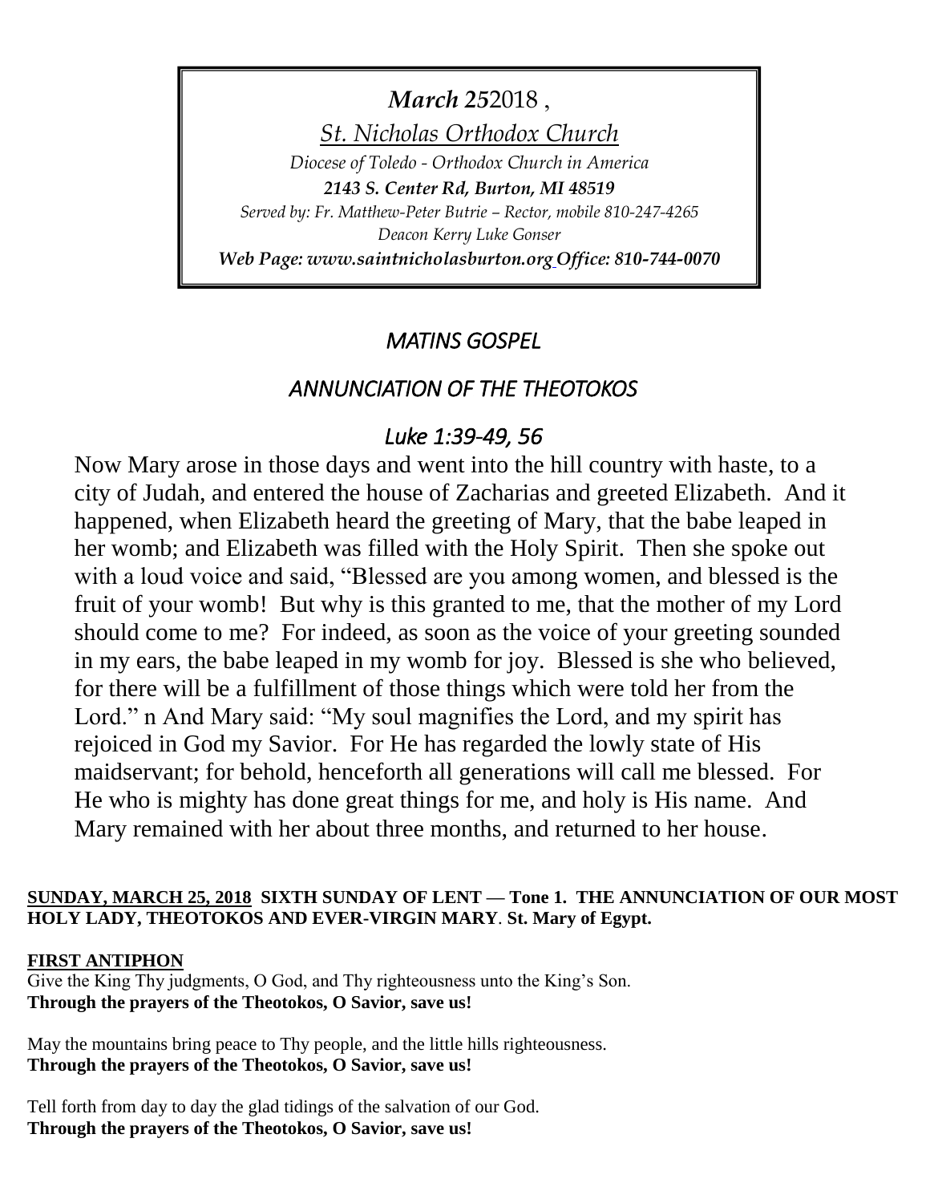*March 25*2018 ,

*St. Nicholas Orthodox Church*

*Diocese of Toledo - Orthodox Church in America*

***2143 S. Center Rd, Burton, MI 48519***

*Served by: Fr. Matthew-Peter Butrie – Rector, mobile 810-247-4265*

*Deacon Kerry Luke Gonser*

***Web Page: www.saintnicholasburton.org Office: 810-744-0070***

## *MATINS GOSPEL*

## *ANNUNCIATION OF THE THEOTOKOS*

### *Luke 1:39-49, 56*

Now Mary arose in those days and went into the hill country with haste, to a city of Judah, and entered the house of Zacharias and greeted Elizabeth. And it happened, when Elizabeth heard the greeting of Mary, that the babe leaped in her womb; and Elizabeth was filled with the Holy Spirit. Then she spoke out with a loud voice and said, "Blessed are you among women, and blessed is the fruit of your womb! But why is this granted to me, that the mother of my Lord should come to me? For indeed, as soon as the voice of your greeting sounded in my ears, the babe leaped in my womb for joy. Blessed is she who believed, for there will be a fulfillment of those things which were told her from the Lord." n And Mary said: "My soul magnifies the Lord, and my spirit has rejoiced in God my Savior. For He has regarded the lowly state of His maidservant; for behold, henceforth all generations will call me blessed. For He who is mighty has done great things for me, and holy is His name. And Mary remained with her about three months, and returned to her house.

**SUNDAY, MARCH 25, 2018 SIXTH SUNDAY OF LENT — Tone 1. THE ANNUNCIATION OF OUR MOST HOLY LADY, THEOTOKOS AND EVER-VIRGIN MARY. St. Mary of Egypt.**

**FIRST ANTIPHON**

Give the King Thy judgments, O God, and Thy righteousness unto the King's Son.
**Through the prayers of the Theotokos, O Savior, save us!**

May the mountains bring peace to Thy people, and the little hills righteousness.
**Through the prayers of the Theotokos, O Savior, save us!**

Tell forth from day to day the glad tidings of the salvation of our God.
**Through the prayers of the Theotokos, O Savior, save us!**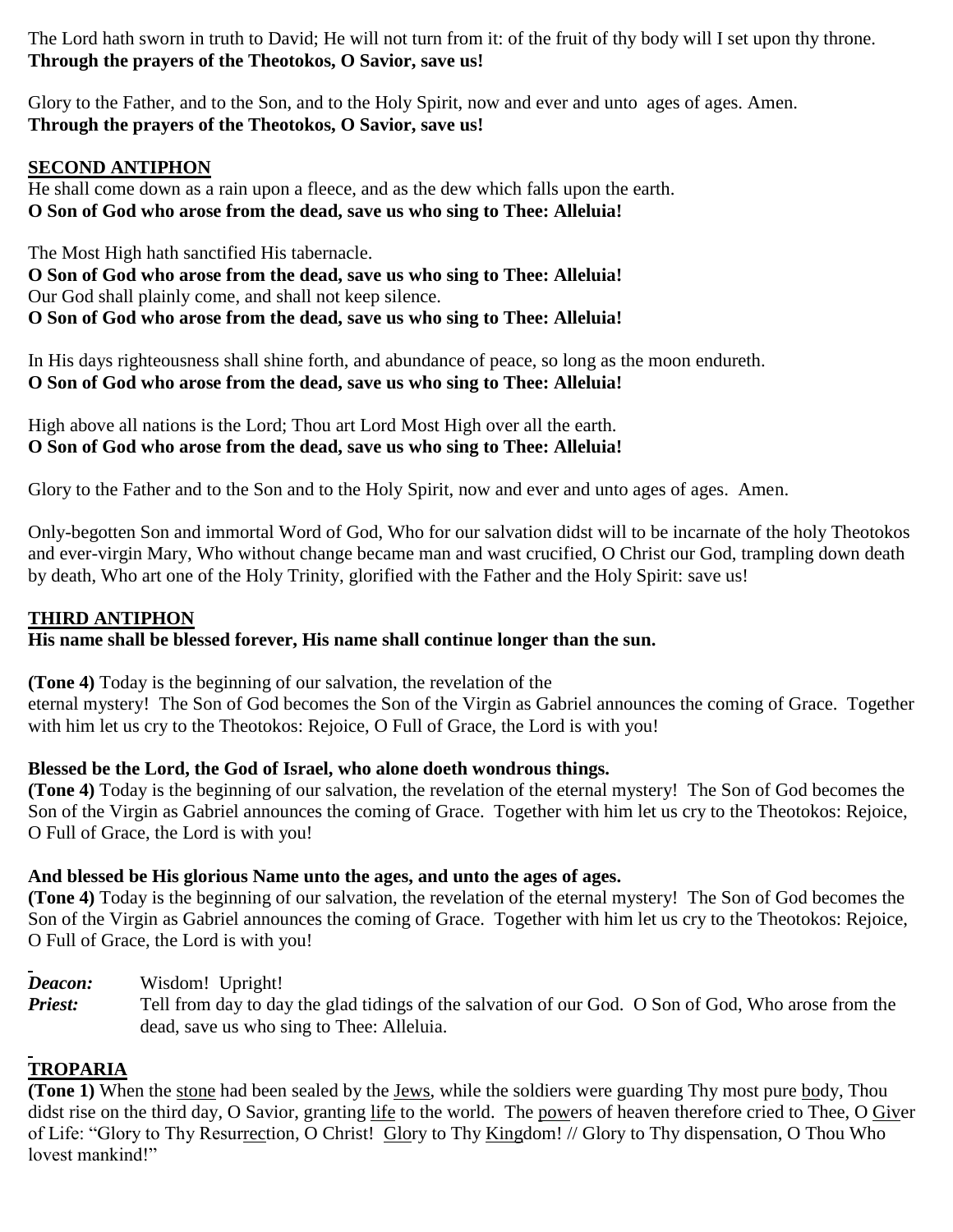The Lord hath sworn in truth to David; He will not turn from it: of the fruit of thy body will I set upon thy throne.
**Through the prayers of the Theotokos, O Savior, save us!**

Glory to the Father, and to the Son, and to the Holy Spirit, now and ever and unto ages of ages. Amen.
**Through the prayers of the Theotokos, O Savior, save us!**

## SECOND ANTIPHON

He shall come down as a rain upon a fleece, and as the dew which falls upon the earth.
**O Son of God who arose from the dead, save us who sing to Thee: Alleluia!**

The Most High hath sanctified His tabernacle.
**O Son of God who arose from the dead, save us who sing to Thee: Alleluia!**
Our God shall plainly come, and shall not keep silence.
**O Son of God who arose from the dead, save us who sing to Thee: Alleluia!**

In His days righteousness shall shine forth, and abundance of peace, so long as the moon endureth.
**O Son of God who arose from the dead, save us who sing to Thee: Alleluia!**

High above all nations is the Lord; Thou art Lord Most High over all the earth.
**O Son of God who arose from the dead, save us who sing to Thee: Alleluia!**

Glory to the Father and to the Son and to the Holy Spirit, now and ever and unto ages of ages. Amen.

Only-begotten Son and immortal Word of God, Who for our salvation didst will to be incarnate of the holy Theotokos and ever-virgin Mary, Who without change became man and wast crucified, O Christ our God, trampling down death by death, Who art one of the Holy Trinity, glorified with the Father and the Holy Spirit: save us!

## THIRD ANTIPHON

**His name shall be blessed forever, His name shall continue longer than the sun.**

**(Tone 4)** Today is the beginning of our salvation, the revelation of the eternal mystery! The Son of God becomes the Son of the Virgin as Gabriel announces the coming of Grace. Together with him let us cry to the Theotokos: Rejoice, O Full of Grace, the Lord is with you!

**Blessed be the Lord, the God of Israel, who alone doeth wondrous things.**
**(Tone 4)** Today is the beginning of our salvation, the revelation of the eternal mystery! The Son of God becomes the Son of the Virgin as Gabriel announces the coming of Grace. Together with him let us cry to the Theotokos: Rejoice, O Full of Grace, the Lord is with you!

**And blessed be His glorious Name unto the ages, and unto the ages of ages.**
**(Tone 4)** Today is the beginning of our salvation, the revelation of the eternal mystery! The Son of God becomes the Son of the Virgin as Gabriel announces the coming of Grace. Together with him let us cry to the Theotokos: Rejoice, O Full of Grace, the Lord is with you!

***Deacon:*** Wisdom! Upright!
***Priest:*** Tell from day to day the glad tidings of the salvation of our God. O Son of God, Who arose from the dead, save us who sing to Thee: Alleluia.

## TROPARIA

**(Tone 1)** When the stone had been sealed by the Jews, while the soldiers were guarding Thy most pure body, Thou didst rise on the third day, O Savior, granting life to the world. The powers of heaven therefore cried to Thee, O Giver of Life: "Glory to Thy Resurrection, O Christ! Glory to Thy Kingdom! // Glory to Thy dispensation, O Thou Who lovest mankind!"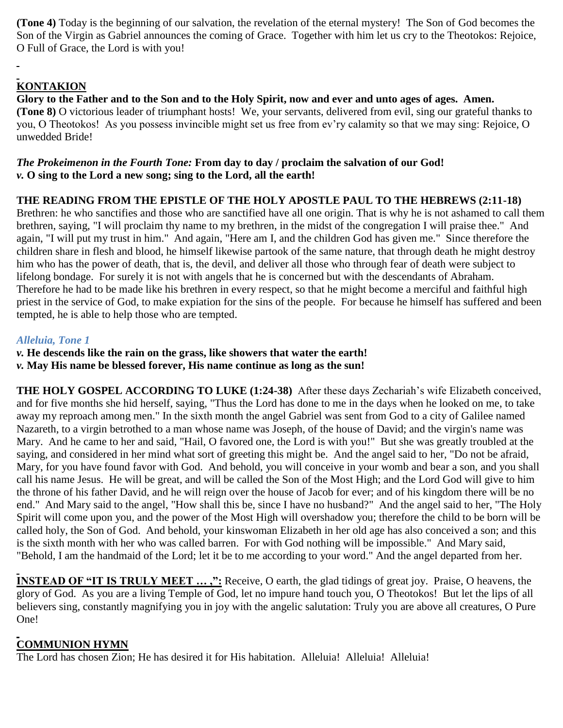**(Tone 4)** Today is the beginning of our salvation, the revelation of the eternal mystery! The Son of God becomes the Son of the Virgin as Gabriel announces the coming of Grace. Together with him let us cry to the Theotokos: Rejoice, O Full of Grace, the Lord is with you!

## KONTAKION

**Glory to the Father and to the Son and to the Holy Spirit, now and ever and unto ages of ages. Amen.**
**(Tone 8)** O victorious leader of triumphant hosts! We, your servants, delivered from evil, sing our grateful thanks to you, O Theotokos! As you possess invincible might set us free from ev'ry calamity so that we may sing: Rejoice, O unwedded Bride!

***The Prokeimenon in the Fourth Tone:*** **From day to day / proclaim the salvation of our God!**
***v.*** **O sing to the Lord a new song; sing to the Lord, all the earth!**

**THE READING FROM THE EPISTLE OF THE HOLY APOSTLE PAUL TO THE HEBREWS (2:11-18)**
Brethren: he who sanctifies and those who are sanctified have all one origin. That is why he is not ashamed to call them brethren, saying, "I will proclaim thy name to my brethren, in the midst of the congregation I will praise thee." And again, "I will put my trust in him." And again, "Here am I, and the children God has given me." Since therefore the children share in flesh and blood, he himself likewise partook of the same nature, that through death he might destroy him who has the power of death, that is, the devil, and deliver all those who through fear of death were subject to lifelong bondage. For surely it is not with angels that he is concerned but with the descendants of Abraham. Therefore he had to be made like his brethren in every respect, so that he might become a merciful and faithful high priest in the service of God, to make expiation for the sins of the people. For because he himself has suffered and been tempted, he is able to help those who are tempted.

***Alleluia, Tone 1***
***v.*** **He descends like the rain on the grass, like showers that water the earth!**
***v.*** **May His name be blessed forever, His name continue as long as the sun!**

**THE HOLY GOSPEL ACCORDING TO LUKE (1:24-38)** After these days Zechariah's wife Elizabeth conceived, and for five months she hid herself, saying, "Thus the Lord has done to me in the days when he looked on me, to take away my reproach among men." In the sixth month the angel Gabriel was sent from God to a city of Galilee named Nazareth, to a virgin betrothed to a man whose name was Joseph, of the house of David; and the virgin's name was Mary. And he came to her and said, "Hail, O favored one, the Lord is with you!" But she was greatly troubled at the saying, and considered in her mind what sort of greeting this might be. And the angel said to her, "Do not be afraid, Mary, for you have found favor with God. And behold, you will conceive in your womb and bear a son, and you shall call his name Jesus. He will be great, and will be called the Son of the Most High; and the Lord God will give to him the throne of his father David, and he will reign over the house of Jacob for ever; and of his kingdom there will be no end." And Mary said to the angel, "How shall this be, since I have no husband?" And the angel said to her, "The Holy Spirit will come upon you, and the power of the Most High will overshadow you; therefore the child to be born will be called holy, the Son of God. And behold, your kinswoman Elizabeth in her old age has also conceived a son; and this is the sixth month with her who was called barren. For with God nothing will be impossible." And Mary said, "Behold, I am the handmaid of the Lord; let it be to me according to your word." And the angel departed from her.

**INSTEAD OF "IT IS TRULY MEET … ,":** Receive, O earth, the glad tidings of great joy. Praise, O heavens, the glory of God. As you are a living Temple of God, let no impure hand touch you, O Theotokos! But let the lips of all believers sing, constantly magnifying you in joy with the angelic salutation: Truly you are above all creatures, O Pure One!

## COMMUNION HYMN

The Lord has chosen Zion; He has desired it for His habitation. Alleluia! Alleluia! Alleluia!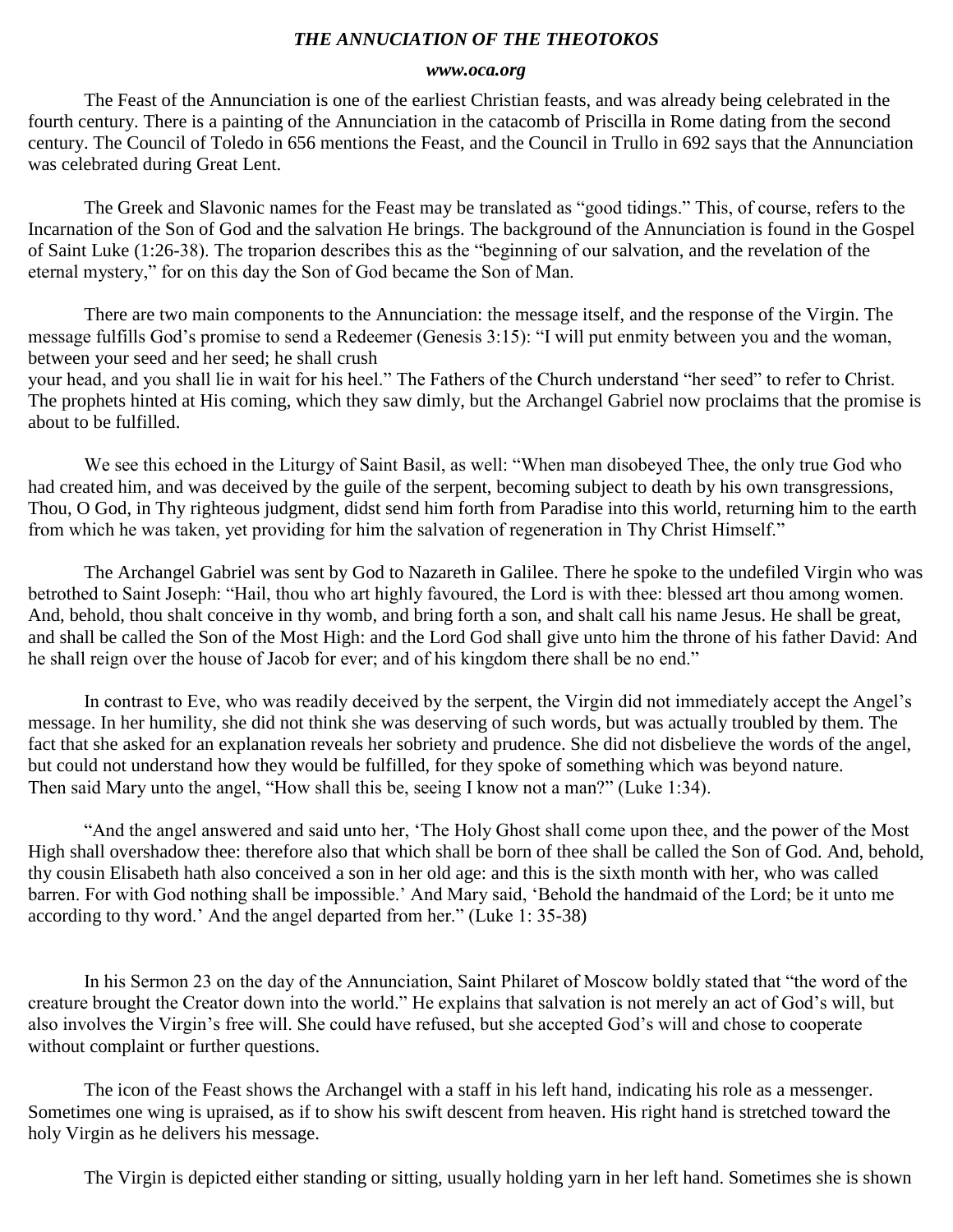### *THE ANNUCIATION OF THE THEOTOKOS*

***www.oca.org***

The Feast of the Annunciation is one of the earliest Christian feasts, and was already being celebrated in the fourth century. There is a painting of the Annunciation in the catacomb of Priscilla in Rome dating from the second century. The Council of Toledo in 656 mentions the Feast, and the Council in Trullo in 692 says that the Annunciation was celebrated during Great Lent.

The Greek and Slavonic names for the Feast may be translated as "good tidings." This, of course, refers to the Incarnation of the Son of God and the salvation He brings. The background of the Annunciation is found in the Gospel of Saint Luke (1:26-38). The troparion describes this as the "beginning of our salvation, and the revelation of the eternal mystery," for on this day the Son of God became the Son of Man.

There are two main components to the Annunciation: the message itself, and the response of the Virgin. The message fulfills God's promise to send a Redeemer (Genesis 3:15): "I will put enmity between you and the woman, between your seed and her seed; he shall crush your head, and you shall lie in wait for his heel." The Fathers of the Church understand "her seed" to refer to Christ. The prophets hinted at His coming, which they saw dimly, but the Archangel Gabriel now proclaims that the promise is about to be fulfilled.

We see this echoed in the Liturgy of Saint Basil, as well: "When man disobeyed Thee, the only true God who had created him, and was deceived by the guile of the serpent, becoming subject to death by his own transgressions, Thou, O God, in Thy righteous judgment, didst send him forth from Paradise into this world, returning him to the earth from which he was taken, yet providing for him the salvation of regeneration in Thy Christ Himself."

The Archangel Gabriel was sent by God to Nazareth in Galilee. There he spoke to the undefiled Virgin who was betrothed to Saint Joseph: "Hail, thou who art highly favoured, the Lord is with thee: blessed art thou among women. And, behold, thou shalt conceive in thy womb, and bring forth a son, and shalt call his name Jesus. He shall be great, and shall be called the Son of the Most High: and the Lord God shall give unto him the throne of his father David: And he shall reign over the house of Jacob for ever; and of his kingdom there shall be no end."

In contrast to Eve, who was readily deceived by the serpent, the Virgin did not immediately accept the Angel's message. In her humility, she did not think she was deserving of such words, but was actually troubled by them. The fact that she asked for an explanation reveals her sobriety and prudence. She did not disbelieve the words of the angel, but could not understand how they would be fulfilled, for they spoke of something which was beyond nature. Then said Mary unto the angel, "How shall this be, seeing I know not a man?" (Luke 1:34).

"And the angel answered and said unto her, 'The Holy Ghost shall come upon thee, and the power of the Most High shall overshadow thee: therefore also that which shall be born of thee shall be called the Son of God. And, behold, thy cousin Elisabeth hath also conceived a son in her old age: and this is the sixth month with her, who was called barren. For with God nothing shall be impossible.' And Mary said, 'Behold the handmaid of the Lord; be it unto me according to thy word.' And the angel departed from her." (Luke 1: 35-38)

In his Sermon 23 on the day of the Annunciation, Saint Philaret of Moscow boldly stated that "the word of the creature brought the Creator down into the world." He explains that salvation is not merely an act of God's will, but also involves the Virgin's free will. She could have refused, but she accepted God's will and chose to cooperate without complaint or further questions.

The icon of the Feast shows the Archangel with a staff in his left hand, indicating his role as a messenger. Sometimes one wing is upraised, as if to show his swift descent from heaven. His right hand is stretched toward the holy Virgin as he delivers his message.

The Virgin is depicted either standing or sitting, usually holding yarn in her left hand. Sometimes she is shown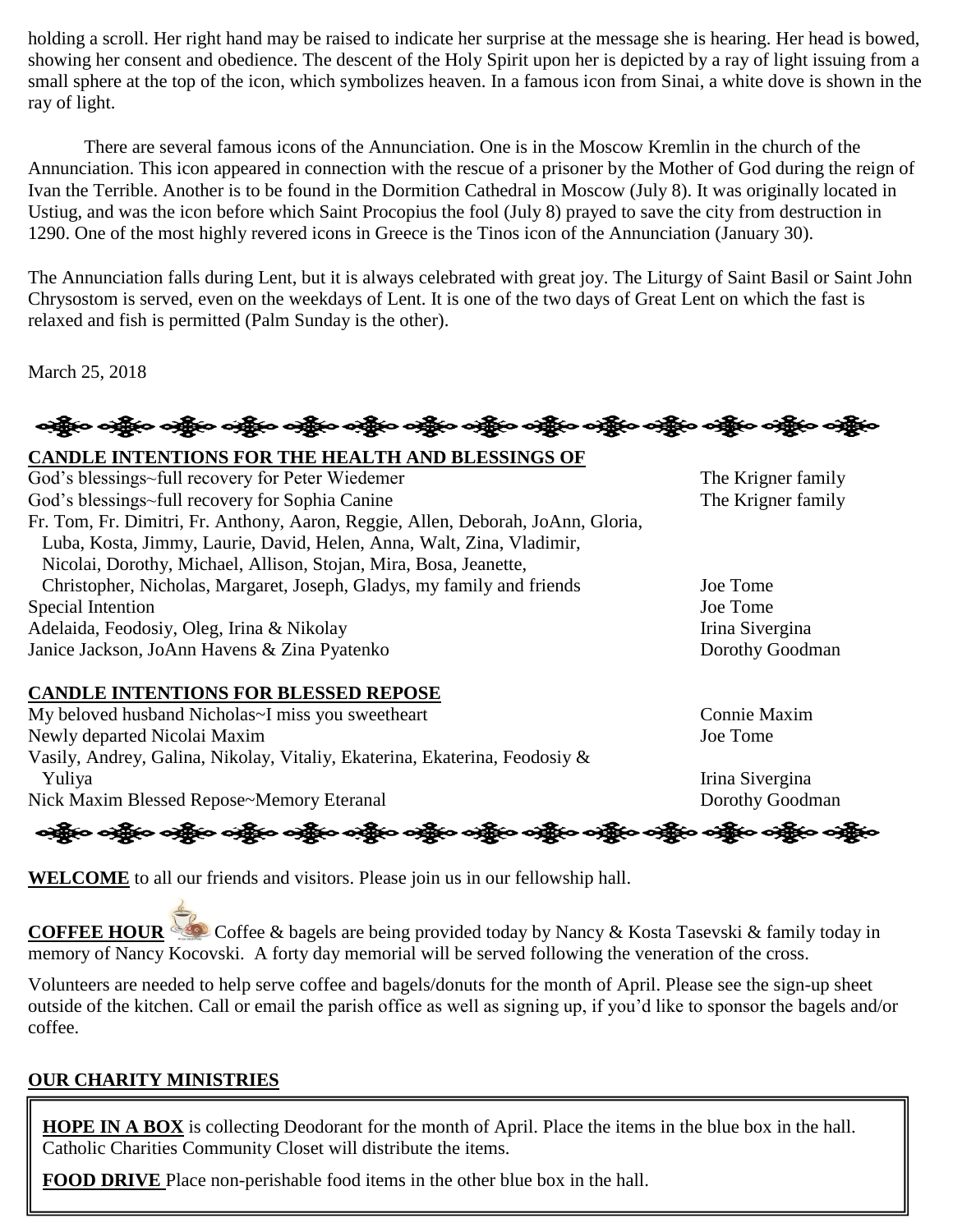holding a scroll. Her right hand may be raised to indicate her surprise at the message she is hearing. Her head is bowed, showing her consent and obedience. The descent of the Holy Spirit upon her is depicted by a ray of light issuing from a small sphere at the top of the icon, which symbolizes heaven. In a famous icon from Sinai, a white dove is shown in the ray of light.

There are several famous icons of the Annunciation. One is in the Moscow Kremlin in the church of the Annunciation. This icon appeared in connection with the rescue of a prisoner by the Mother of God during the reign of Ivan the Terrible. Another is to be found in the Dormition Cathedral in Moscow (July 8). It was originally located in Ustiug, and was the icon before which Saint Procopius the fool (July 8) prayed to save the city from destruction in 1290. One of the most highly revered icons in Greece is the Tinos icon of the Annunciation (January 30).

The Annunciation falls during Lent, but it is always celebrated with great joy. The Liturgy of Saint Basil or Saint John Chrysostom is served, even on the weekdays of Lent. It is one of the two days of Great Lent on which the fast is relaxed and fish is permitted (Palm Sunday is the other).

March 25, 2018

**CANDLE INTENTIONS FOR THE HEALTH AND BLESSINGS OF**

| | |
|---|---|
| God's blessings~full recovery for Peter Wiedemer | The Krigner family |
| God's blessings~full recovery for Sophia Canine | The Krigner family |
| Fr. Tom, Fr. Dimitri, Fr. Anthony, Aaron, Reggie, Allen, Deborah, JoAnn, Gloria, Luba, Kosta, Jimmy, Laurie, David, Helen, Anna, Walt, Zina, Vladimir, Nicolai, Dorothy, Michael, Allison, Stojan, Mira, Bosa, Jeanette, Christopher, Nicholas, Margaret, Joseph, Gladys, my family and friends | Joe Tome |
| Special Intention | Joe Tome |
| Adelaida, Feodosiy, Oleg, Irina & Nikolay | Irina Sivergina |
| Janice Jackson, JoAnn Havens & Zina Pyatenko | Dorothy Goodman |

**CANDLE INTENTIONS FOR BLESSED REPOSE**

| | |
|---|---|
| My beloved husband Nicholas~I miss you sweetheart | Connie Maxim |
| Newly departed Nicolai Maxim | Joe Tome |
| Vasily, Andrey, Galina, Nikolay, Vitaliy, Ekaterina, Ekaterina, Feodosiy & Yuliya | Irina Sivergina |
| Nick Maxim Blessed Repose~Memory Eteranal | Dorothy Goodman |

**WELCOME** to all our friends and visitors. Please join us in our fellowship hall.

**COFFEE HOUR** Coffee & bagels are being provided today by Nancy & Kosta Tasevski & family today in memory of Nancy Kocovski. A forty day memorial will be served following the veneration of the cross.

Volunteers are needed to help serve coffee and bagels/donuts for the month of April. Please see the sign-up sheet outside of the kitchen. Call or email the parish office as well as signing up, if you'd like to sponsor the bagels and/or coffee.

**OUR CHARITY MINISTRIES**

**HOPE IN A BOX** is collecting Deodorant for the month of April. Place the items in the blue box in the hall. Catholic Charities Community Closet will distribute the items.

**FOOD DRIVE** Place non-perishable food items in the other blue box in the hall.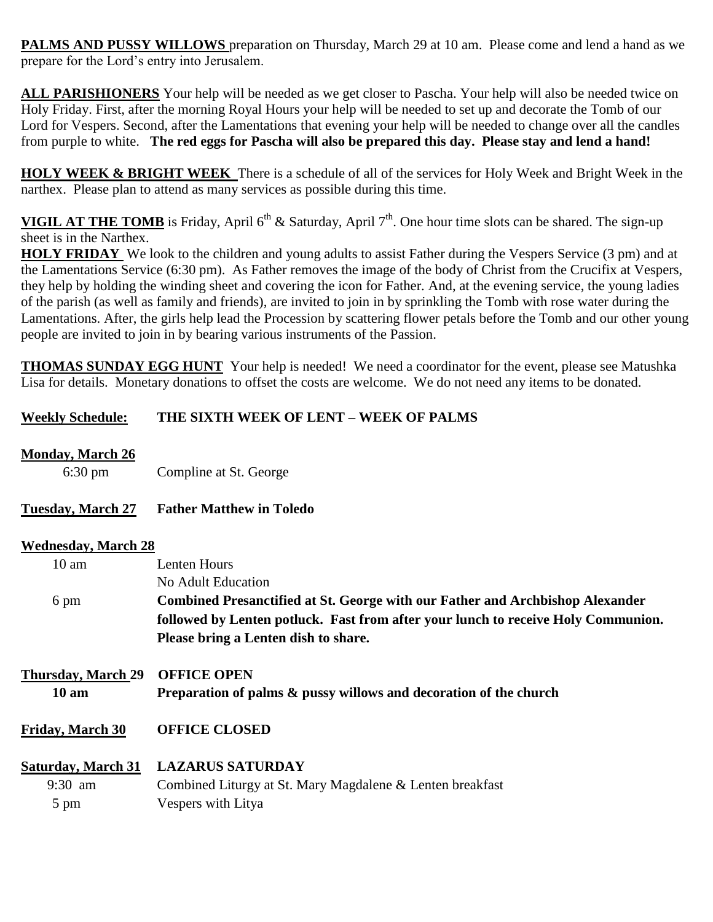**PALMS AND PUSSY WILLOWS** preparation on Thursday, March 29 at 10 am. Please come and lend a hand as we prepare for the Lord's entry into Jerusalem.

**ALL PARISHIONERS** Your help will be needed as we get closer to Pascha. Your help will also be needed twice on Holy Friday. First, after the morning Royal Hours your help will be needed to set up and decorate the Tomb of our Lord for Vespers. Second, after the Lamentations that evening your help will be needed to change over all the candles from purple to white. **The red eggs for Pascha will also be prepared this day. Please stay and lend a hand!**

**HOLY WEEK & BRIGHT WEEK** There is a schedule of all of the services for Holy Week and Bright Week in the narthex. Please plan to attend as many services as possible during this time.

**VIGIL AT THE TOMB** is Friday, April 6th & Saturday, April 7th. One hour time slots can be shared. The sign-up sheet is in the Narthex.

**HOLY FRIDAY** We look to the children and young adults to assist Father during the Vespers Service (3 pm) and at the Lamentations Service (6:30 pm). As Father removes the image of the body of Christ from the Crucifix at Vespers, they help by holding the winding sheet and covering the icon for Father. And, at the evening service, the young ladies of the parish (as well as family and friends), are invited to join in by sprinkling the Tomb with rose water during the Lamentations. After, the girls help lead the Procession by scattering flower petals before the Tomb and our other young people are invited to join in by bearing various instruments of the Passion.

**THOMAS SUNDAY EGG HUNT** Your help is needed! We need a coordinator for the event, please see Matushka Lisa for details. Monetary donations to offset the costs are welcome. We do not need any items to be donated.

**Weekly Schedule: THE SIXTH WEEK OF LENT – WEEK OF PALMS**

**Monday, March 26**

6:30 pm — Compline at St. George

**Tuesday, March 27** — **Father Matthew in Toledo**

**Wednesday, March 28**

10 am — Lenten Hours

No Adult Education

6 pm — **Combined Presanctified at St. George with our Father and Archbishop Alexander followed by Lenten potluck. Fast from after your lunch to receive Holy Communion. Please bring a Lenten dish to share.**

**Thursday, March 29** — **OFFICE OPEN**

**10 am** — **Preparation of palms & pussy willows and decoration of the church**

**Friday, March 30** — **OFFICE CLOSED**

**Saturday, March 31** — **LAZARUS SATURDAY**

9:30 am — Combined Liturgy at St. Mary Magdalene & Lenten breakfast

5 pm — Vespers with Litya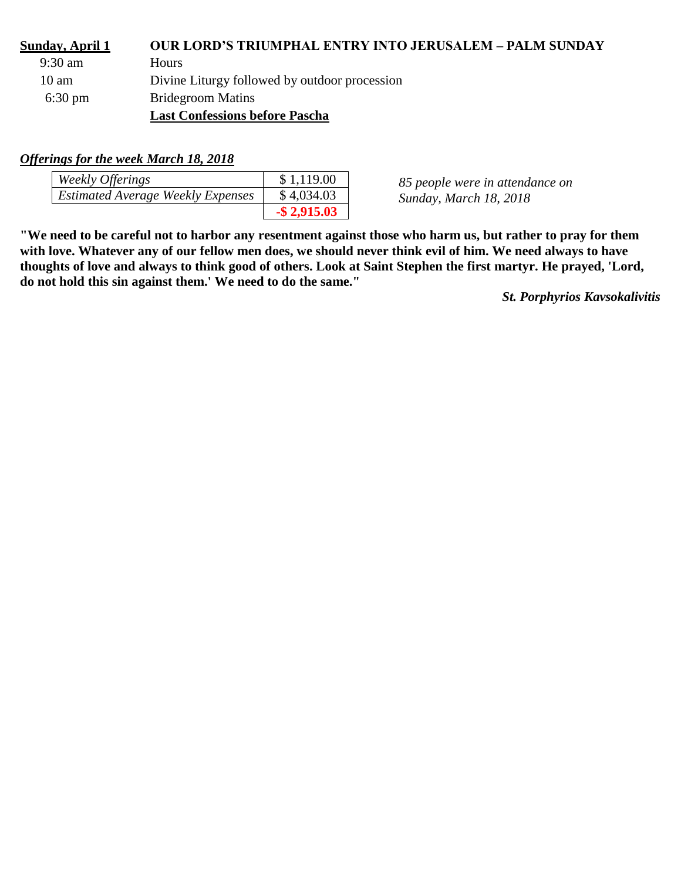**Sunday, April 1** **OUR LORD'S TRIUMPHAL ENTRY INTO JERUSALEM – PALM SUNDAY**

| | |
|---|---|
| 9:30 am | Hours |
| 10 am | Divine Liturgy followed by outdoor procession |
| 6:30 pm | Bridegroom Matins |
| | **Last Confessions before Pascha** |

***Offerings for the week March 18, 2018***

| | |
|---|---|
| *Weekly Offerings* | $ 1,119.00 |
| *Estimated Average Weekly Expenses* | $ 4,034.03 |
| | **-$ 2,915.03** |

*85 people were in attendance on Sunday, March 18, 2018*

**"We need to be careful not to harbor any resentment against those who harm us, but rather to pray for them with love. Whatever any of our fellow men does, we should never think evil of him. We need always to have thoughts of love and always to think good of others. Look at Saint Stephen the first martyr. He prayed, 'Lord, do not hold this sin against them.' We need to do the same."**

***St. Porphyrios Kavsokalivitis***